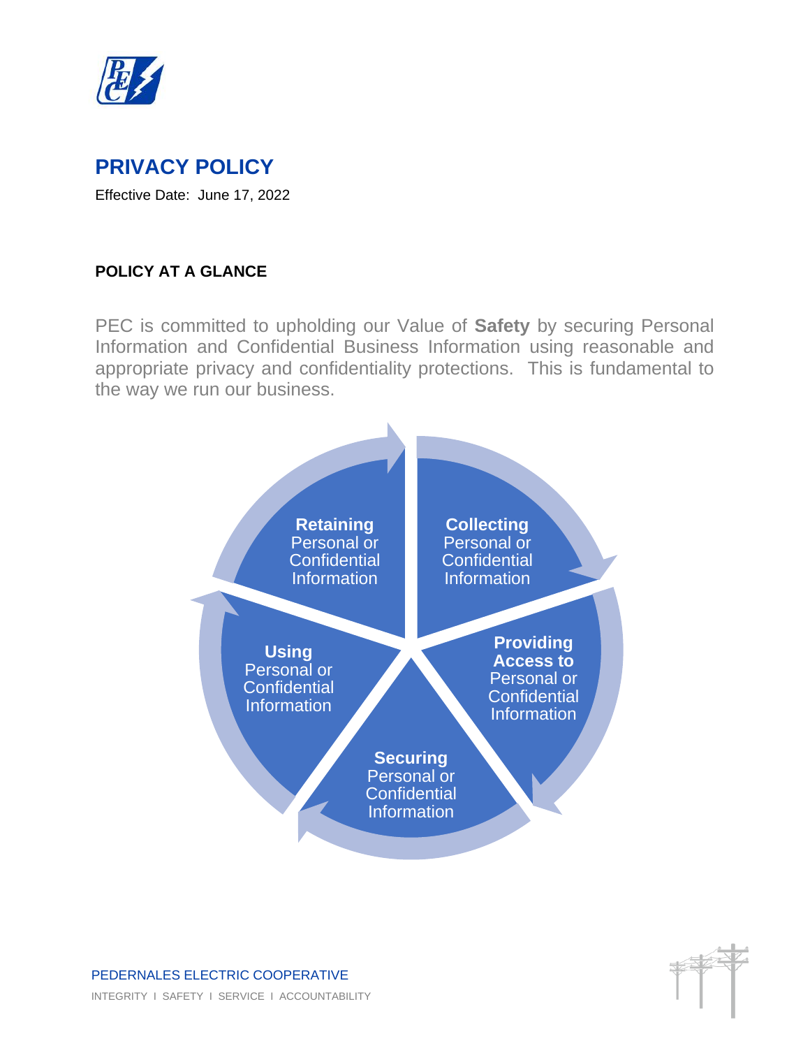# PRIVACY POLICY

Effective Date: June 17, 2022

## POLICY AT A GLANCE

PEC is committed to upholding our Value of **Safety** by securing Personal Information and Confidential Business Information using reasonable and appropriate privacy and confidentiality protections. This is fundamental to the way we run our business.

**Collecting** Personal or Confidential Information

**Providing Access to** Personal or Confidential Information

**Securing** Personal or Confidential Information

**Using** Personal or Confidential Information

**Retaining** Personal or Confidential Information

PEDERNALES ELECTRIC COOPERATIVE

INTEGRITY I SAFETY I SERVICE I ACCOUNTABILITY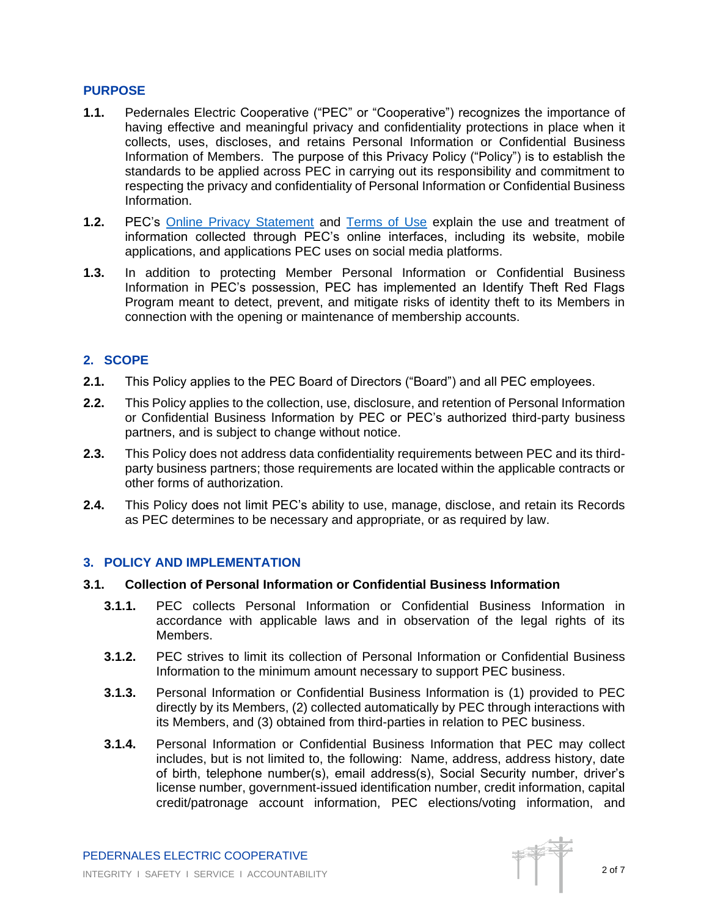## PURPOSE

**1.1.** Pedernales Electric Cooperative ("PEC" or "Cooperative") recognizes the importance of having effective and meaningful privacy and confidentiality protections in place when it collects, uses, discloses, and retains Personal Information or Confidential Business Information of Members. The purpose of this Privacy Policy ("Policy") is to establish the standards to be applied across PEC in carrying out its responsibility and commitment to respecting the privacy and confidentiality of Personal Information or Confidential Business Information.

**1.2.** PEC's Online Privacy Statement and Terms of Use explain the use and treatment of information collected through PEC's online interfaces, including its website, mobile applications, and applications PEC uses on social media platforms.

**1.3.** In addition to protecting Member Personal Information or Confidential Business Information in PEC's possession, PEC has implemented an Identify Theft Red Flags Program meant to detect, prevent, and mitigate risks of identity theft to its Members in connection with the opening or maintenance of membership accounts.

## 2. SCOPE

**2.1.** This Policy applies to the PEC Board of Directors ("Board") and all PEC employees.

**2.2.** This Policy applies to the collection, use, disclosure, and retention of Personal Information or Confidential Business Information by PEC or PEC's authorized third-party business partners, and is subject to change without notice.

**2.3.** This Policy does not address data confidentiality requirements between PEC and its third-party business partners; those requirements are located within the applicable contracts or other forms of authorization.

**2.4.** This Policy does not limit PEC's ability to use, manage, disclose, and retain its Records as PEC determines to be necessary and appropriate, or as required by law.

## 3. POLICY AND IMPLEMENTATION

### 3.1. Collection of Personal Information or Confidential Business Information

**3.1.1.** PEC collects Personal Information or Confidential Business Information in accordance with applicable laws and in observation of the legal rights of its Members.

**3.1.2.** PEC strives to limit its collection of Personal Information or Confidential Business Information to the minimum amount necessary to support PEC business.

**3.1.3.** Personal Information or Confidential Business Information is (1) provided to PEC directly by its Members, (2) collected automatically by PEC through interactions with its Members, and (3) obtained from third-parties in relation to PEC business.

**3.1.4.** Personal Information or Confidential Business Information that PEC may collect includes, but is not limited to, the following: Name, address, address history, date of birth, telephone number(s), email address(s), Social Security number, driver's license number, government-issued identification number, credit information, capital credit/patronage account information, PEC elections/voting information, and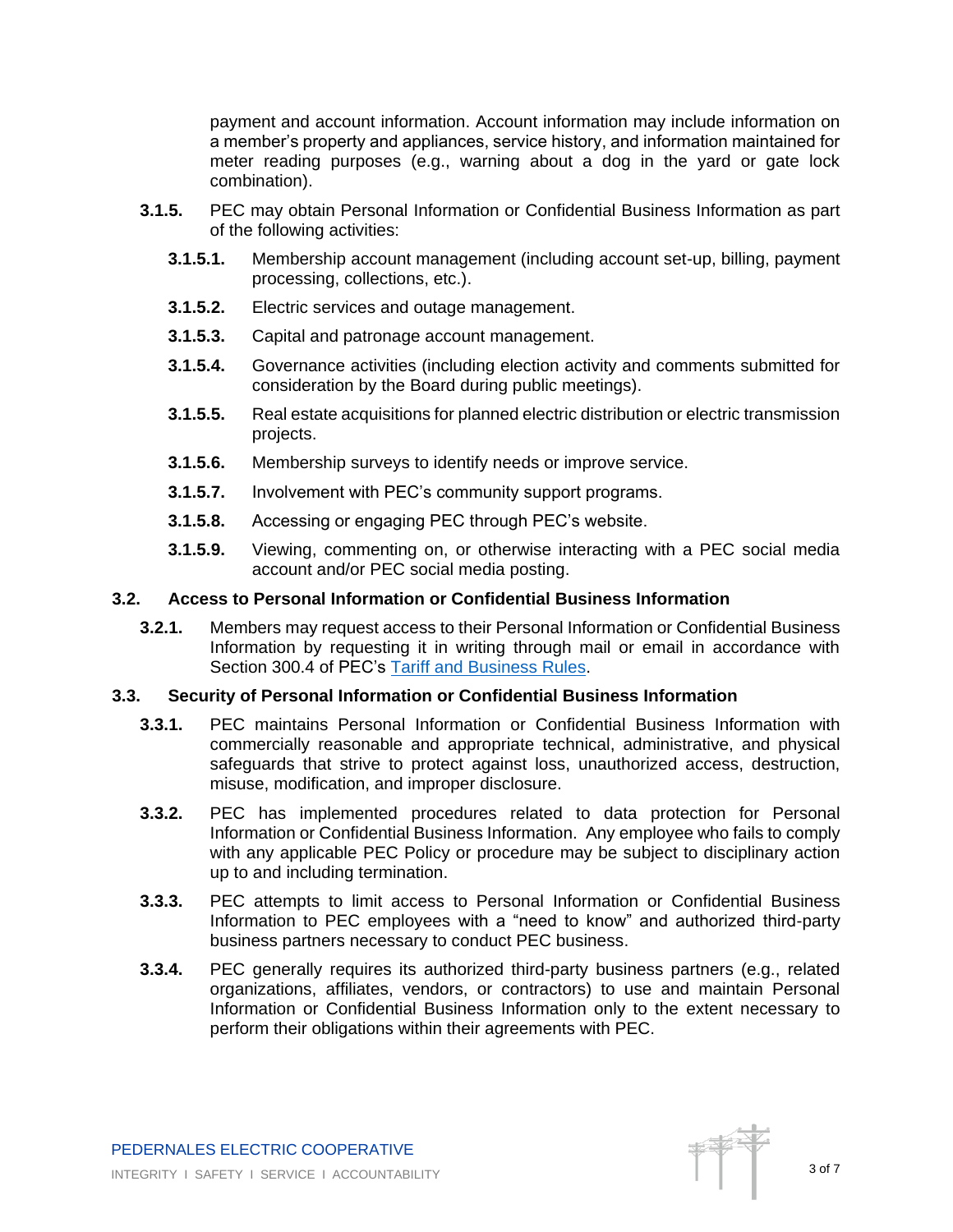payment and account information. Account information may include information on a member's property and appliances, service history, and information maintained for meter reading purposes (e.g., warning about a dog in the yard or gate lock combination).

**3.1.5.** PEC may obtain Personal Information or Confidential Business Information as part of the following activities:

**3.1.5.1.** Membership account management (including account set-up, billing, payment processing, collections, etc.).

**3.1.5.2.** Electric services and outage management.

**3.1.5.3.** Capital and patronage account management.

**3.1.5.4.** Governance activities (including election activity and comments submitted for consideration by the Board during public meetings).

**3.1.5.5.** Real estate acquisitions for planned electric distribution or electric transmission projects.

**3.1.5.6.** Membership surveys to identify needs or improve service.

**3.1.5.7.** Involvement with PEC's community support programs.

**3.1.5.8.** Accessing or engaging PEC through PEC's website.

**3.1.5.9.** Viewing, commenting on, or otherwise interacting with a PEC social media account and/or PEC social media posting.

### 3.2. Access to Personal Information or Confidential Business Information

**3.2.1.** Members may request access to their Personal Information or Confidential Business Information by requesting it in writing through mail or email in accordance with Section 300.4 of PEC's Tariff and Business Rules.

### 3.3. Security of Personal Information or Confidential Business Information

**3.3.1.** PEC maintains Personal Information or Confidential Business Information with commercially reasonable and appropriate technical, administrative, and physical safeguards that strive to protect against loss, unauthorized access, destruction, misuse, modification, and improper disclosure.

**3.3.2.** PEC has implemented procedures related to data protection for Personal Information or Confidential Business Information. Any employee who fails to comply with any applicable PEC Policy or procedure may be subject to disciplinary action up to and including termination.

**3.3.3.** PEC attempts to limit access to Personal Information or Confidential Business Information to PEC employees with a "need to know" and authorized third-party business partners necessary to conduct PEC business.

**3.3.4.** PEC generally requires its authorized third-party business partners (e.g., related organizations, affiliates, vendors, or contractors) to use and maintain Personal Information or Confidential Business Information only to the extent necessary to perform their obligations within their agreements with PEC.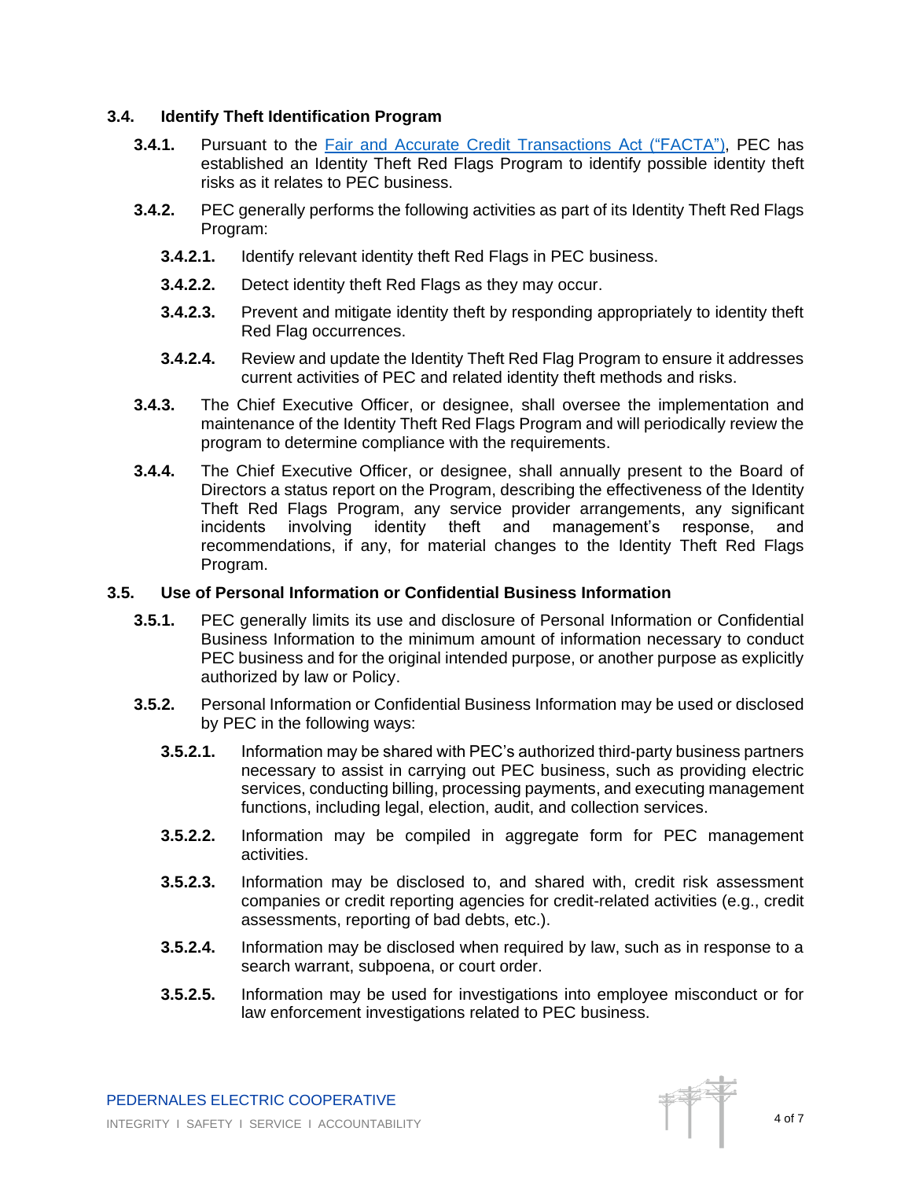### 3.4. Identify Theft Identification Program

**3.4.1.** Pursuant to the [Fair and Accurate Credit Transactions Act ("FACTA")](), PEC has established an Identity Theft Red Flags Program to identify possible identity theft risks as it relates to PEC business.

**3.4.2.** PEC generally performs the following activities as part of its Identity Theft Red Flags Program:

**3.4.2.1.** Identify relevant identity theft Red Flags in PEC business.

**3.4.2.2.** Detect identity theft Red Flags as they may occur.

**3.4.2.3.** Prevent and mitigate identity theft by responding appropriately to identity theft Red Flag occurrences.

**3.4.2.4.** Review and update the Identity Theft Red Flag Program to ensure it addresses current activities of PEC and related identity theft methods and risks.

**3.4.3.** The Chief Executive Officer, or designee, shall oversee the implementation and maintenance of the Identity Theft Red Flags Program and will periodically review the program to determine compliance with the requirements.

**3.4.4.** The Chief Executive Officer, or designee, shall annually present to the Board of Directors a status report on the Program, describing the effectiveness of the Identity Theft Red Flags Program, any service provider arrangements, any significant incidents involving identity theft and management's response, and recommendations, if any, for material changes to the Identity Theft Red Flags Program.

### 3.5. Use of Personal Information or Confidential Business Information

**3.5.1.** PEC generally limits its use and disclosure of Personal Information or Confidential Business Information to the minimum amount of information necessary to conduct PEC business and for the original intended purpose, or another purpose as explicitly authorized by law or Policy.

**3.5.2.** Personal Information or Confidential Business Information may be used or disclosed by PEC in the following ways:

**3.5.2.1.** Information may be shared with PEC's authorized third-party business partners necessary to assist in carrying out PEC business, such as providing electric services, conducting billing, processing payments, and executing management functions, including legal, election, audit, and collection services.

**3.5.2.2.** Information may be compiled in aggregate form for PEC management activities.

**3.5.2.3.** Information may be disclosed to, and shared with, credit risk assessment companies or credit reporting agencies for credit-related activities (e.g., credit assessments, reporting of bad debts, etc.).

**3.5.2.4.** Information may be disclosed when required by law, such as in response to a search warrant, subpoena, or court order.

**3.5.2.5.** Information may be used for investigations into employee misconduct or for law enforcement investigations related to PEC business.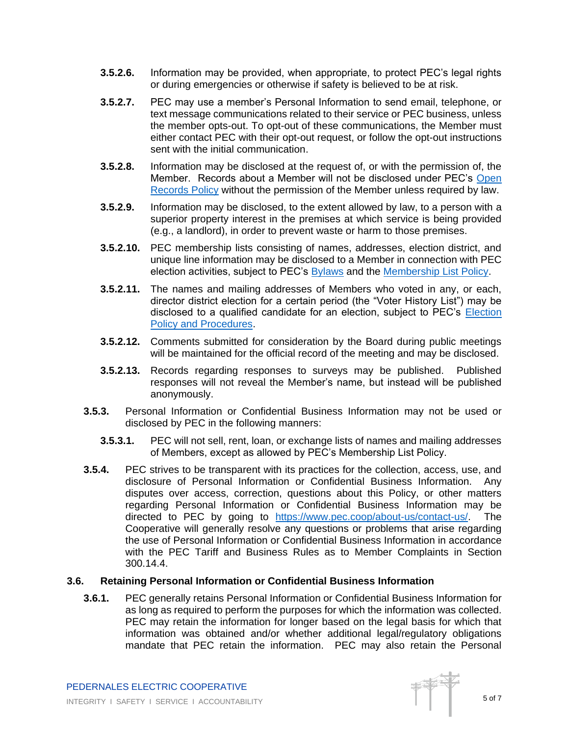**3.5.2.6.** Information may be provided, when appropriate, to protect PEC's legal rights or during emergencies or otherwise if safety is believed to be at risk.

**3.5.2.7.** PEC may use a member's Personal Information to send email, telephone, or text message communications related to their service or PEC business, unless the member opts-out. To opt-out of these communications, the Member must either contact PEC with their opt-out request, or follow the opt-out instructions sent with the initial communication.

**3.5.2.8.** Information may be disclosed at the request of, or with the permission of, the Member. Records about a Member will not be disclosed under PEC's [Open Records Policy]() without the permission of the Member unless required by law.

**3.5.2.9.** Information may be disclosed, to the extent allowed by law, to a person with a superior property interest in the premises at which service is being provided (e.g., a landlord), in order to prevent waste or harm to those premises.

**3.5.2.10.** PEC membership lists consisting of names, addresses, election district, and unique line information may be disclosed to a Member in connection with PEC election activities, subject to PEC's [Bylaws]() and the [Membership List Policy]().

**3.5.2.11.** The names and mailing addresses of Members who voted in any, or each, director district election for a certain period (the "Voter History List") may be disclosed to a qualified candidate for an election, subject to PEC's [Election Policy and Procedures]().

**3.5.2.12.** Comments submitted for consideration by the Board during public meetings will be maintained for the official record of the meeting and may be disclosed.

**3.5.2.13.** Records regarding responses to surveys may be published. Published responses will not reveal the Member's name, but instead will be published anonymously.

**3.5.3.** Personal Information or Confidential Business Information may not be used or disclosed by PEC in the following manners:

**3.5.3.1.** PEC will not sell, rent, loan, or exchange lists of names and mailing addresses of Members, except as allowed by PEC's Membership List Policy.

**3.5.4.** PEC strives to be transparent with its practices for the collection, access, use, and disclosure of Personal Information or Confidential Business Information. Any disputes over access, correction, questions about this Policy, or other matters regarding Personal Information or Confidential Business Information may be directed to PEC by going to [https://www.pec.coop/about-us/contact-us/](https://www.pec.coop/about-us/contact-us/). The Cooperative will generally resolve any questions or problems that arise regarding the use of Personal Information or Confidential Business Information in accordance with the PEC Tariff and Business Rules as to Member Complaints in Section 300.14.4.

### 3.6. Retaining Personal Information or Confidential Business Information

**3.6.1.** PEC generally retains Personal Information or Confidential Business Information for as long as required to perform the purposes for which the information was collected. PEC may retain the information for longer based on the legal basis for which that information was obtained and/or whether additional legal/regulatory obligations mandate that PEC retain the information. PEC may also retain the Personal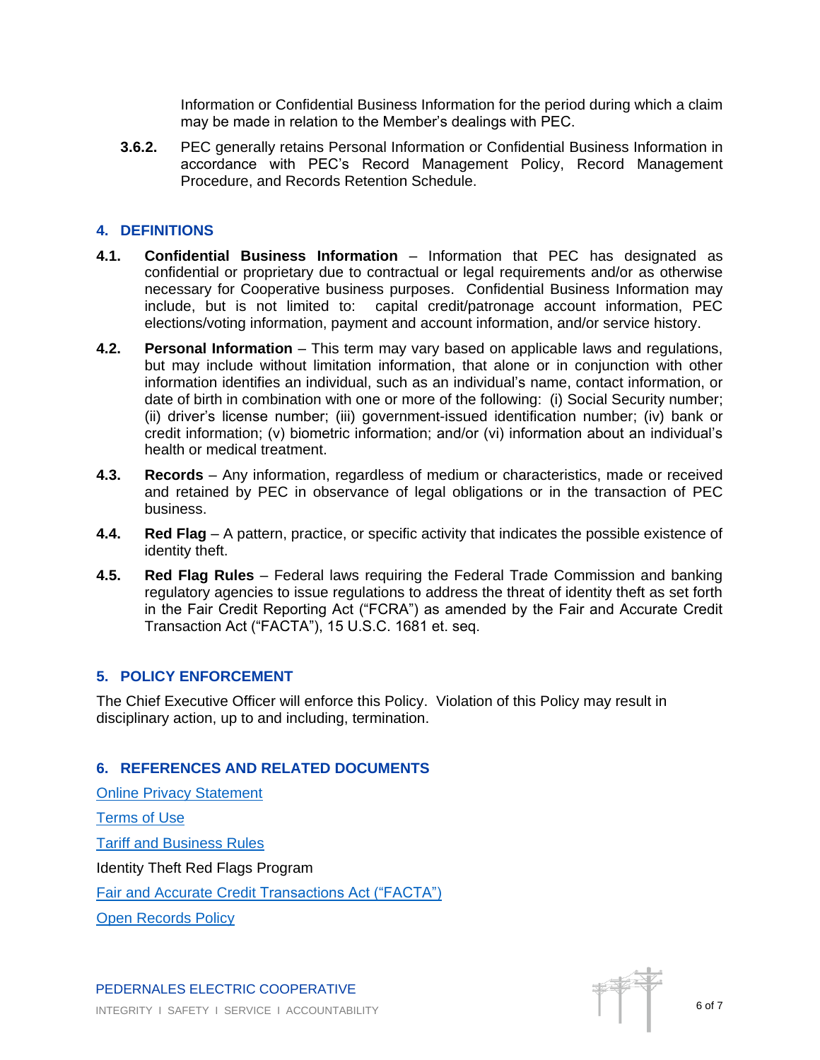Information or Confidential Business Information for the period during which a claim may be made in relation to the Member's dealings with PEC.

**3.6.2.** PEC generally retains Personal Information or Confidential Business Information in accordance with PEC's Record Management Policy, Record Management Procedure, and Records Retention Schedule.

## 4. DEFINITIONS

**4.1. Confidential Business Information** – Information that PEC has designated as confidential or proprietary due to contractual or legal requirements and/or as otherwise necessary for Cooperative business purposes. Confidential Business Information may include, but is not limited to: capital credit/patronage account information, PEC elections/voting information, payment and account information, and/or service history.

**4.2. Personal Information** – This term may vary based on applicable laws and regulations, but may include without limitation information, that alone or in conjunction with other information identifies an individual, such as an individual's name, contact information, or date of birth in combination with one or more of the following: (i) Social Security number; (ii) driver's license number; (iii) government-issued identification number; (iv) bank or credit information; (v) biometric information; and/or (vi) information about an individual's health or medical treatment.

**4.3. Records** – Any information, regardless of medium or characteristics, made or received and retained by PEC in observance of legal obligations or in the transaction of PEC business.

**4.4. Red Flag** – A pattern, practice, or specific activity that indicates the possible existence of identity theft.

**4.5. Red Flag Rules** – Federal laws requiring the Federal Trade Commission and banking regulatory agencies to issue regulations to address the threat of identity theft as set forth in the Fair Credit Reporting Act ("FCRA") as amended by the Fair and Accurate Credit Transaction Act ("FACTA"), 15 U.S.C. 1681 et. seq.

## 5. POLICY ENFORCEMENT

The Chief Executive Officer will enforce this Policy. Violation of this Policy may result in disciplinary action, up to and including, termination.

## 6. REFERENCES AND RELATED DOCUMENTS

Online Privacy Statement

Terms of Use

Tariff and Business Rules

Identity Theft Red Flags Program

Fair and Accurate Credit Transactions Act ("FACTA")

Open Records Policy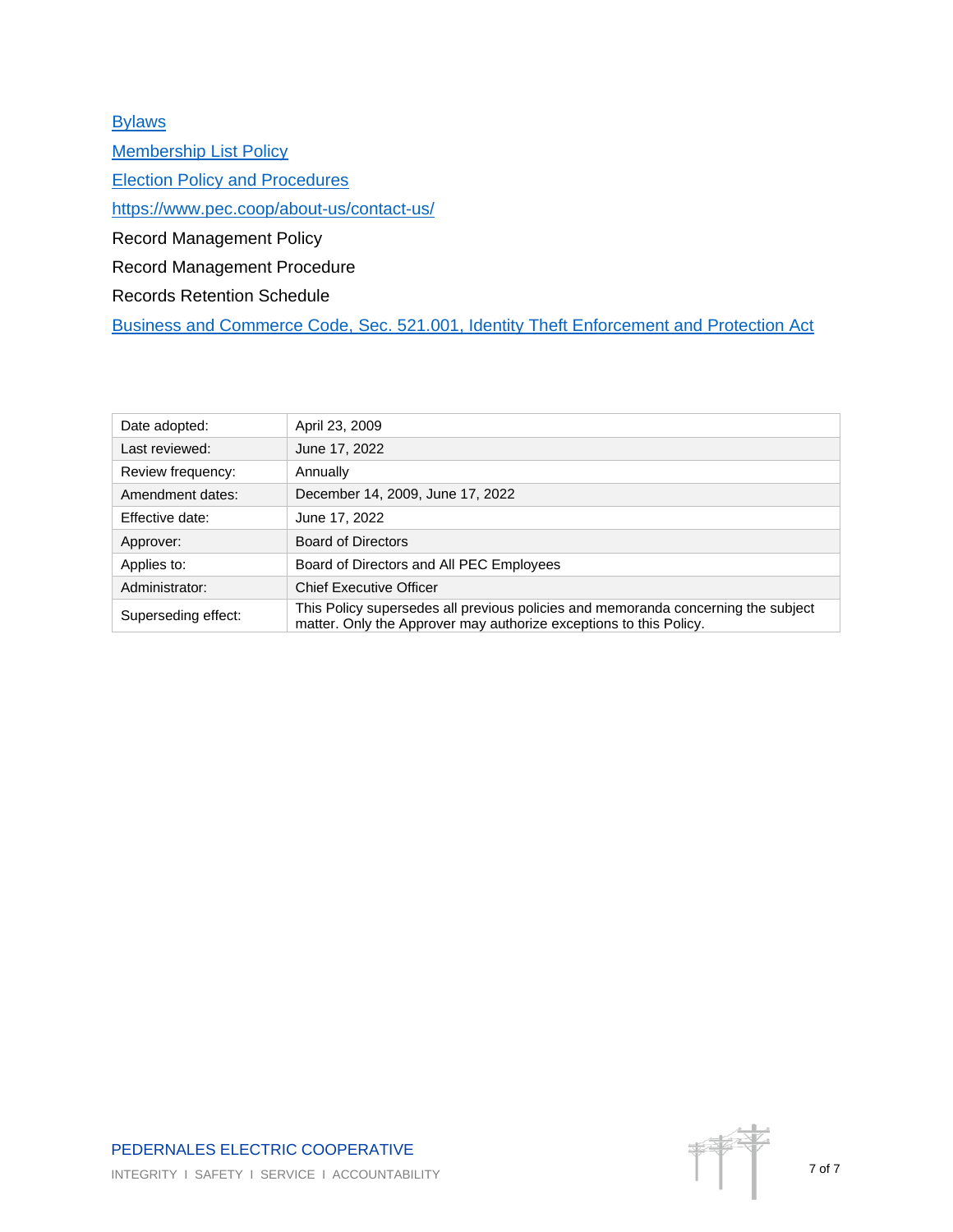[Bylaws]

[Membership List Policy]

[Election Policy and Procedures]

https://www.pec.coop/about-us/contact-us/

Record Management Policy

Record Management Procedure

Records Retention Schedule

[Business and Commerce Code, Sec. 521.001, Identity Theft Enforcement and Protection Act]

| | |
|---|---|
| Date adopted: | April 23, 2009 |
| Last reviewed: | June 17, 2022 |
| Review frequency: | Annually |
| Amendment dates: | December 14, 2009, June 17, 2022 |
| Effective date: | June 17, 2022 |
| Approver: | Board of Directors |
| Applies to: | Board of Directors and All PEC Employees |
| Administrator: | Chief Executive Officer |
| Superseding effect: | This Policy supersedes all previous policies and memoranda concerning the subject matter. Only the Approver may authorize exceptions to this Policy. |